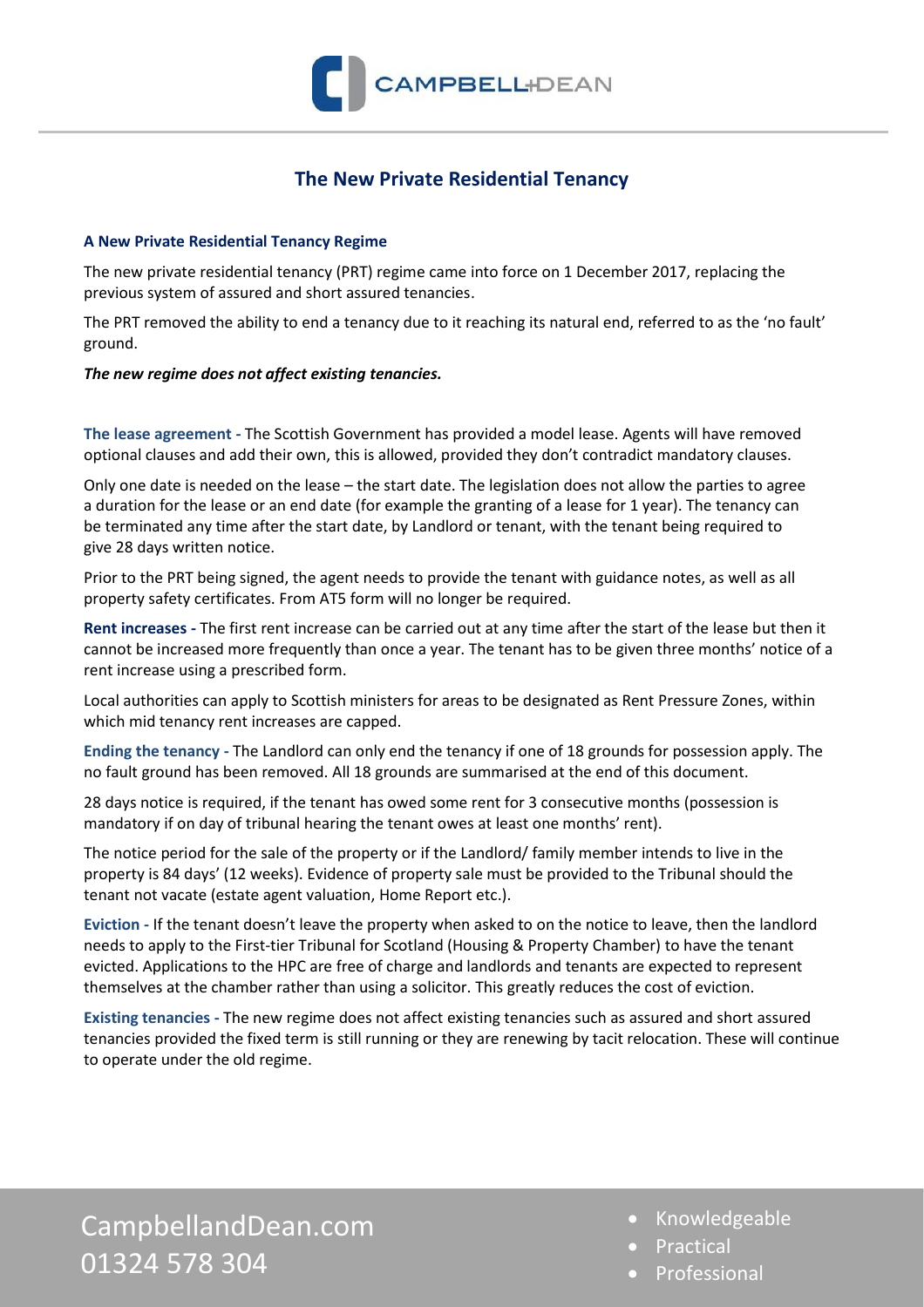# The New Private Residential Tenancy

## A New Private Residential Tenancy Regime

The new private residential tenancy (PRT) regime came into force on 1 December 2017, replacing the previous system of assured and short assured tenancies.

The PRT removed the ability to end a tenancy due to it reaching its natural end, referred to as the 'no fault' ground.

***The new regime does not affect existing tenancies.***

**The lease agreement -** The Scottish Government has provided a model lease. Agents will have removed optional clauses and add their own, this is allowed, provided they don't contradict mandatory clauses.

Only one date is needed on the lease – the start date. The legislation does not allow the parties to agree a duration for the lease or an end date (for example the granting of a lease for 1 year). The tenancy can be terminated any time after the start date, by Landlord or tenant, with the tenant being required to give 28 days written notice.

Prior to the PRT being signed, the agent needs to provide the tenant with guidance notes, as well as all property safety certificates. From AT5 form will no longer be required.

**Rent increases -** The first rent increase can be carried out at any time after the start of the lease but then it cannot be increased more frequently than once a year. The tenant has to be given three months' notice of a rent increase using a prescribed form.

Local authorities can apply to Scottish ministers for areas to be designated as Rent Pressure Zones, within which mid tenancy rent increases are capped.

**Ending the tenancy -** The Landlord can only end the tenancy if one of 18 grounds for possession apply. The no fault ground has been removed. All 18 grounds are summarised at the end of this document.

28 days notice is required, if the tenant has owed some rent for 3 consecutive months (possession is mandatory if on day of tribunal hearing the tenant owes at least one months' rent).

The notice period for the sale of the property or if the Landlord/ family member intends to live in the property is 84 days' (12 weeks). Evidence of property sale must be provided to the Tribunal should the tenant not vacate (estate agent valuation, Home Report etc.).

**Eviction -** If the tenant doesn't leave the property when asked to on the notice to leave, then the landlord needs to apply to the First-tier Tribunal for Scotland (Housing & Property Chamber) to have the tenant evicted. Applications to the HPC are free of charge and landlords and tenants are expected to represent themselves at the chamber rather than using a solicitor. This greatly reduces the cost of eviction.

**Existing tenancies -** The new regime does not affect existing tenancies such as assured and short assured tenancies provided the fixed term is still running or they are renewing by tacit relocation. These will continue to operate under the old regime.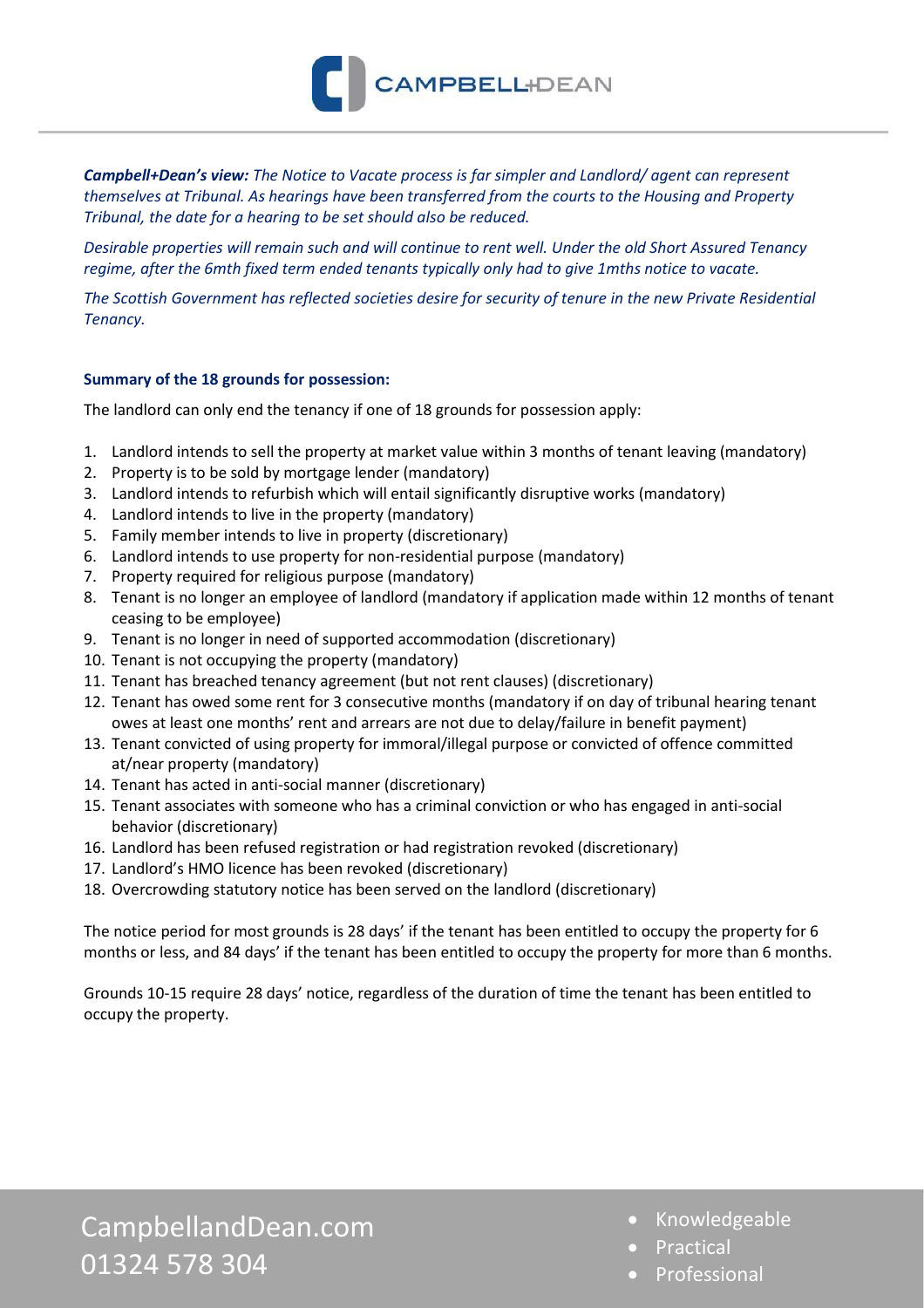***Campbell+Dean's view:*** *The Notice to Vacate process is far simpler and Landlord/ agent can represent themselves at Tribunal. As hearings have been transferred from the courts to the Housing and Property Tribunal, the date for a hearing to be set should also be reduced.*

*Desirable properties will remain such and will continue to rent well. Under the old Short Assured Tenancy regime, after the 6mth fixed term ended tenants typically only had to give 1mths notice to vacate.*

*The Scottish Government has reflected societies desire for security of tenure in the new Private Residential Tenancy.*

**Summary of the 18 grounds for possession:**

The landlord can only end the tenancy if one of 18 grounds for possession apply:

1. Landlord intends to sell the property at market value within 3 months of tenant leaving (mandatory)
2. Property is to be sold by mortgage lender (mandatory)
3. Landlord intends to refurbish which will entail significantly disruptive works (mandatory)
4. Landlord intends to live in the property (mandatory)
5. Family member intends to live in property (discretionary)
6. Landlord intends to use property for non-residential purpose (mandatory)
7. Property required for religious purpose (mandatory)
8. Tenant is no longer an employee of landlord (mandatory if application made within 12 months of tenant ceasing to be employee)
9. Tenant is no longer in need of supported accommodation (discretionary)
10. Tenant is not occupying the property (mandatory)
11. Tenant has breached tenancy agreement (but not rent clauses) (discretionary)
12. Tenant has owed some rent for 3 consecutive months (mandatory if on day of tribunal hearing tenant owes at least one months' rent and arrears are not due to delay/failure in benefit payment)
13. Tenant convicted of using property for immoral/illegal purpose or convicted of offence committed at/near property (mandatory)
14. Tenant has acted in anti-social manner (discretionary)
15. Tenant associates with someone who has a criminal conviction or who has engaged in anti-social behavior (discretionary)
16. Landlord has been refused registration or had registration revoked (discretionary)
17. Landlord's HMO licence has been revoked (discretionary)
18. Overcrowding statutory notice has been served on the landlord (discretionary)

The notice period for most grounds is 28 days' if the tenant has been entitled to occupy the property for 6 months or less, and 84 days' if the tenant has been entitled to occupy the property for more than 6 months.

Grounds 10-15 require 28 days' notice, regardless of the duration of time the tenant has been entitled to occupy the property.

CampbellandDean.com
01324 578 304

- Knowledgeable
- Practical
- Professional